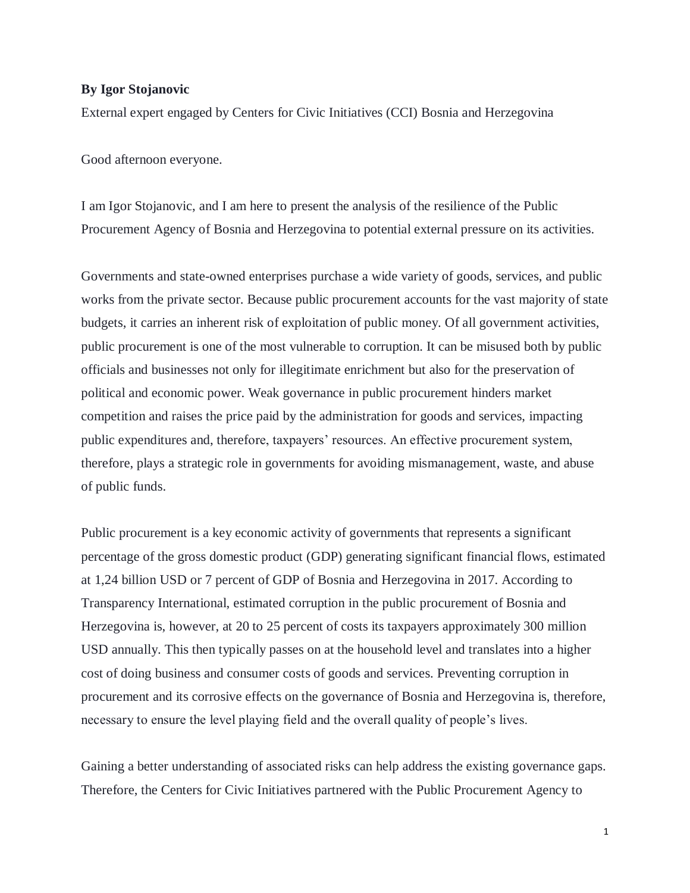**By Igor Stojanovic**

External expert engaged by Centers for Civic Initiatives (CCI) Bosnia and Herzegovina

Good afternoon everyone.

I am Igor Stojanovic, and I am here to present the analysis of the resilience of the Public Procurement Agency of Bosnia and Herzegovina to potential external pressure on its activities.

Governments and state-owned enterprises purchase a wide variety of goods, services, and public works from the private sector. Because public procurement accounts for the vast majority of state budgets, it carries an inherent risk of exploitation of public money. Of all government activities, public procurement is one of the most vulnerable to corruption. It can be misused both by public officials and businesses not only for illegitimate enrichment but also for the preservation of political and economic power. Weak governance in public procurement hinders market competition and raises the price paid by the administration for goods and services, impacting public expenditures and, therefore, taxpayers' resources. An effective procurement system, therefore, plays a strategic role in governments for avoiding mismanagement, waste, and abuse of public funds.

Public procurement is a key economic activity of governments that represents a significant percentage of the gross domestic product (GDP) generating significant financial flows, estimated at 1,24 billion USD or 7 percent of GDP of Bosnia and Herzegovina in 2017. According to Transparency International, estimated corruption in the public procurement of Bosnia and Herzegovina is, however, at 20 to 25 percent of costs its taxpayers approximately 300 million USD annually. This then typically passes on at the household level and translates into a higher cost of doing business and consumer costs of goods and services. Preventing corruption in procurement and its corrosive effects on the governance of Bosnia and Herzegovina is, therefore, necessary to ensure the level playing field and the overall quality of people's lives.

Gaining a better understanding of associated risks can help address the existing governance gaps. Therefore, the Centers for Civic Initiatives partnered with the Public Procurement Agency to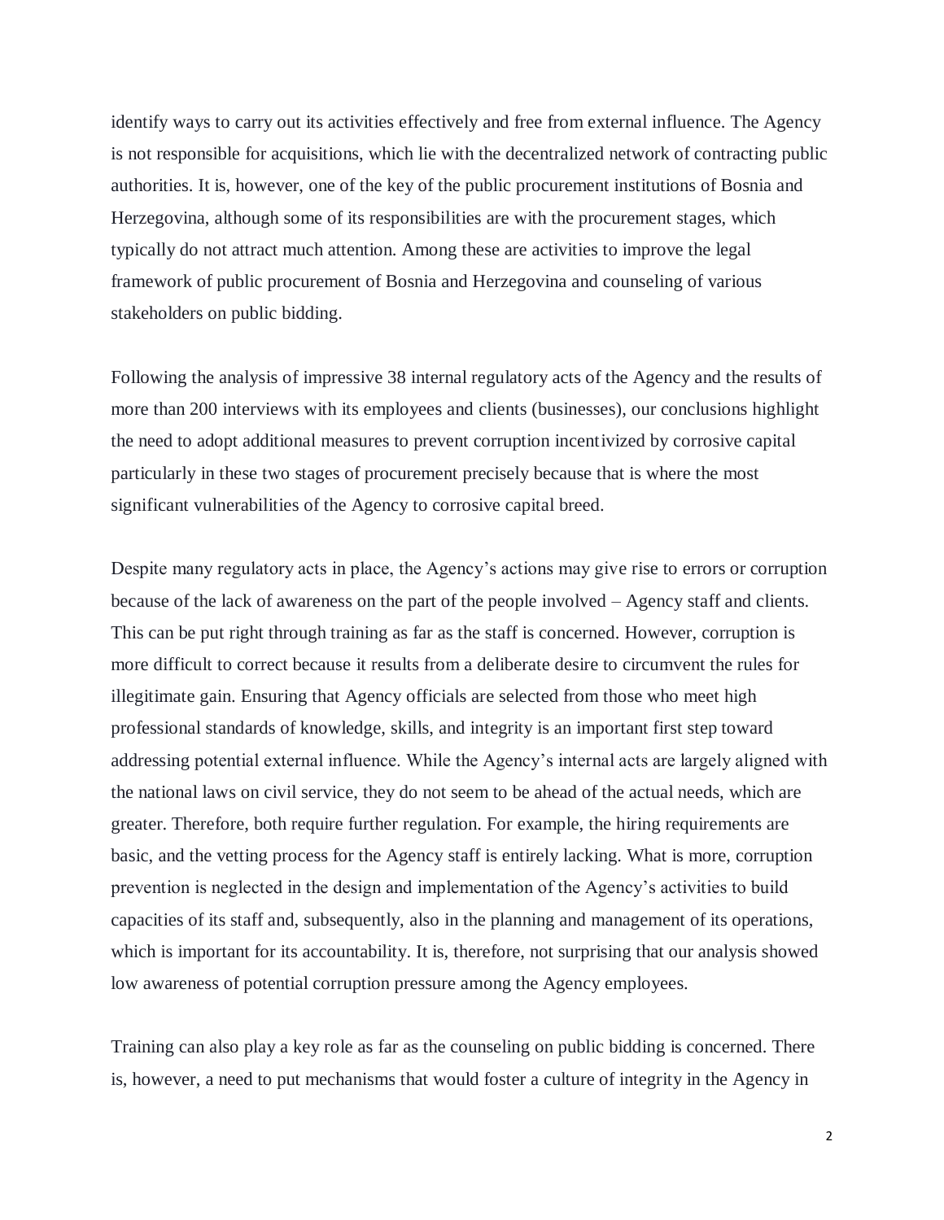identify ways to carry out its activities effectively and free from external influence. The Agency is not responsible for acquisitions, which lie with the decentralized network of contracting public authorities. It is, however, one of the key of the public procurement institutions of Bosnia and Herzegovina, although some of its responsibilities are with the procurement stages, which typically do not attract much attention. Among these are activities to improve the legal framework of public procurement of Bosnia and Herzegovina and counseling of various stakeholders on public bidding.

Following the analysis of impressive 38 internal regulatory acts of the Agency and the results of more than 200 interviews with its employees and clients (businesses), our conclusions highlight the need to adopt additional measures to prevent corruption incentivized by corrosive capital particularly in these two stages of procurement precisely because that is where the most significant vulnerabilities of the Agency to corrosive capital breed.

Despite many regulatory acts in place, the Agency's actions may give rise to errors or corruption because of the lack of awareness on the part of the people involved – Agency staff and clients. This can be put right through training as far as the staff is concerned. However, corruption is more difficult to correct because it results from a deliberate desire to circumvent the rules for illegitimate gain. Ensuring that Agency officials are selected from those who meet high professional standards of knowledge, skills, and integrity is an important first step toward addressing potential external influence. While the Agency's internal acts are largely aligned with the national laws on civil service, they do not seem to be ahead of the actual needs, which are greater. Therefore, both require further regulation. For example, the hiring requirements are basic, and the vetting process for the Agency staff is entirely lacking. What is more, corruption prevention is neglected in the design and implementation of the Agency's activities to build capacities of its staff and, subsequently, also in the planning and management of its operations, which is important for its accountability. It is, therefore, not surprising that our analysis showed low awareness of potential corruption pressure among the Agency employees.

Training can also play a key role as far as the counseling on public bidding is concerned. There is, however, a need to put mechanisms that would foster a culture of integrity in the Agency in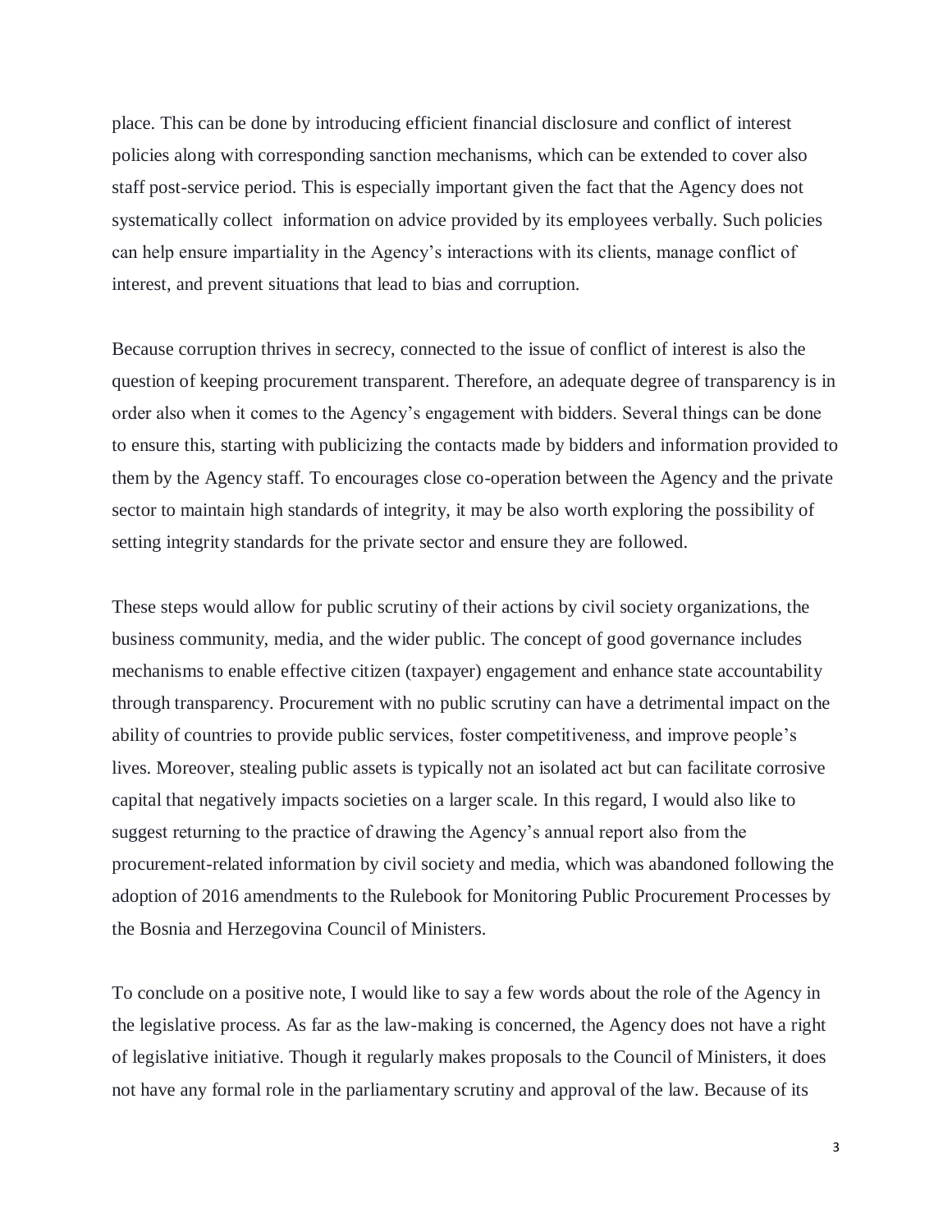place. This can be done by introducing efficient financial disclosure and conflict of interest policies along with corresponding sanction mechanisms, which can be extended to cover also staff post-service period. This is especially important given the fact that the Agency does not systematically collect information on advice provided by its employees verbally. Such policies can help ensure impartiality in the Agency's interactions with its clients, manage conflict of interest, and prevent situations that lead to bias and corruption.

Because corruption thrives in secrecy, connected to the issue of conflict of interest is also the question of keeping procurement transparent. Therefore, an adequate degree of transparency is in order also when it comes to the Agency's engagement with bidders. Several things can be done to ensure this, starting with publicizing the contacts made by bidders and information provided to them by the Agency staff. To encourages close co-operation between the Agency and the private sector to maintain high standards of integrity, it may be also worth exploring the possibility of setting integrity standards for the private sector and ensure they are followed.

These steps would allow for public scrutiny of their actions by civil society organizations, the business community, media, and the wider public. The concept of good governance includes mechanisms to enable effective citizen (taxpayer) engagement and enhance state accountability through transparency. Procurement with no public scrutiny can have a detrimental impact on the ability of countries to provide public services, foster competitiveness, and improve people's lives. Moreover, stealing public assets is typically not an isolated act but can facilitate corrosive capital that negatively impacts societies on a larger scale. In this regard, I would also like to suggest returning to the practice of drawing the Agency's annual report also from the procurement-related information by civil society and media, which was abandoned following the adoption of 2016 amendments to the Rulebook for Monitoring Public Procurement Processes by the Bosnia and Herzegovina Council of Ministers.

To conclude on a positive note, I would like to say a few words about the role of the Agency in the legislative process. As far as the law-making is concerned, the Agency does not have a right of legislative initiative. Though it regularly makes proposals to the Council of Ministers, it does not have any formal role in the parliamentary scrutiny and approval of the law. Because of its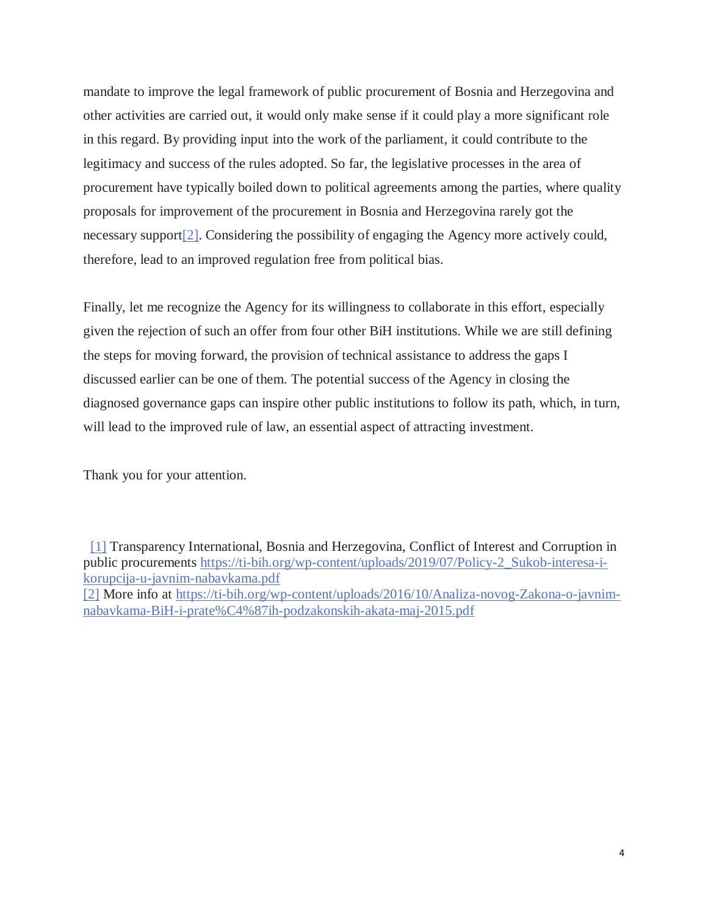mandate to improve the legal framework of public procurement of Bosnia and Herzegovina and other activities are carried out, it would only make sense if it could play a more significant role in this regard. By providing input into the work of the parliament, it could contribute to the legitimacy and success of the rules adopted. So far, the legislative processes in the area of procurement have typically boiled down to political agreements among the parties, where quality proposals for improvement of the procurement in Bosnia and Herzegovina rarely got the necessary support[2]. Considering the possibility of engaging the Agency more actively could, therefore, lead to an improved regulation free from political bias.

Finally, let me recognize the Agency for its willingness to collaborate in this effort, especially given the rejection of such an offer from four other BiH institutions. While we are still defining the steps for moving forward, the provision of technical assistance to address the gaps I discussed earlier can be one of them. The potential success of the Agency in closing the diagnosed governance gaps can inspire other public institutions to follow its path, which, in turn, will lead to the improved rule of law, an essential aspect of attracting investment.

Thank you for your attention.

[1] Transparency International, Bosnia and Herzegovina, Conflict of Interest and Corruption in public procurements https://ti-bih.org/wp-content/uploads/2019/07/Policy-2_Sukob-interesa-i-korupcija-u-javnim-nabavkama.pdf

[2] More info at https://ti-bih.org/wp-content/uploads/2016/10/Analiza-novog-Zakona-o-javnim-nabavkama-BiH-i-prate%C4%87ih-podzakonskih-akata-maj-2015.pdf